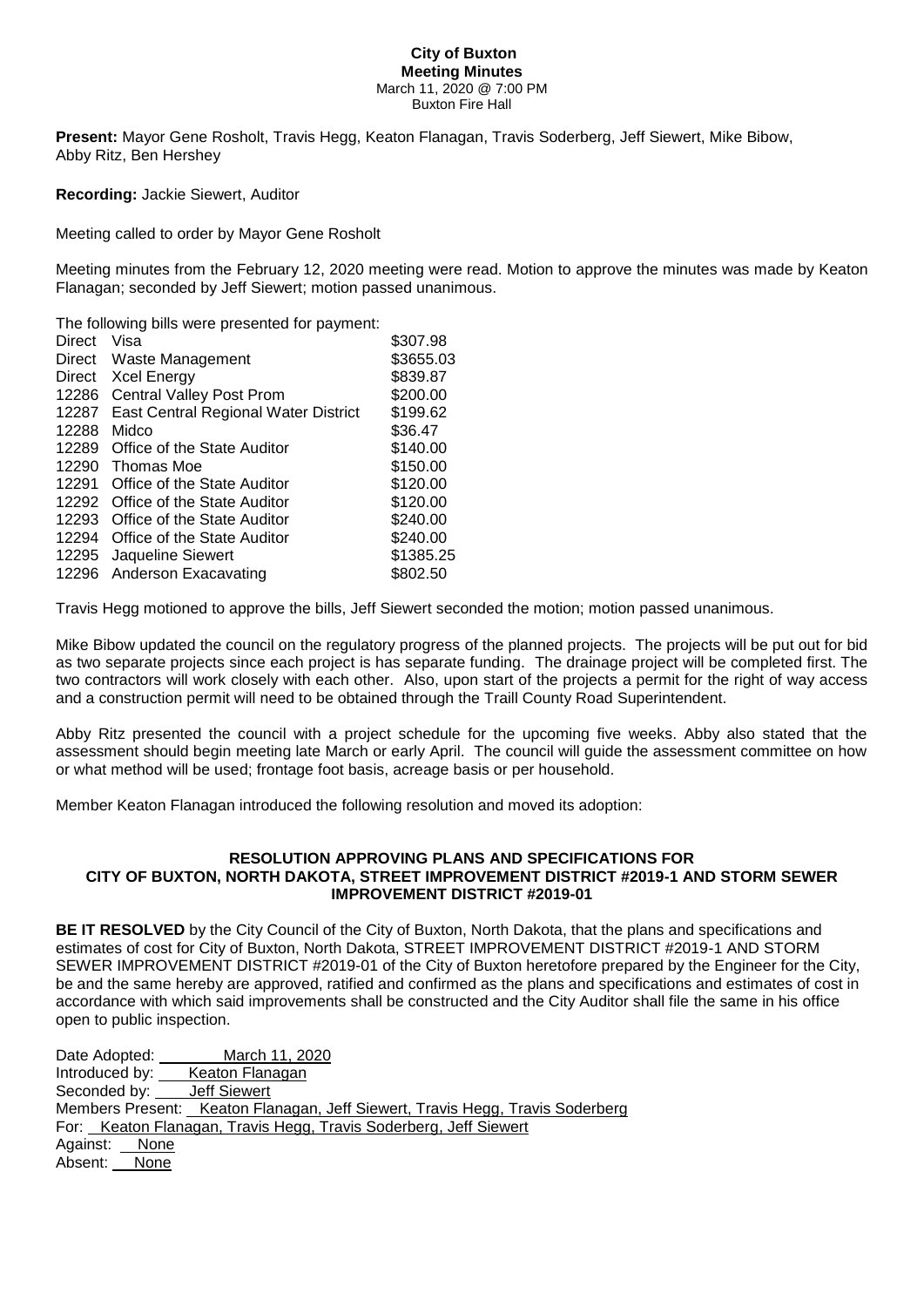# City of Buxton
## Meeting Minutes
March 11, 2020 @ 7:00 PM
Buxton Fire Hall

**Present:** Mayor Gene Rosholt, Travis Hegg, Keaton Flanagan, Travis Soderberg, Jeff Siewert, Mike Bibow, Abby Ritz, Ben Hershey

**Recording:** Jackie Siewert, Auditor

Meeting called to order by Mayor Gene Rosholt

Meeting minutes from the February 12, 2020 meeting were read. Motion to approve the minutes was made by Keaton Flanagan; seconded by Jeff Siewert; motion passed unanimous.

The following bills were presented for payment:

| | | |
|---|---|---|
| Direct | Visa | \$307.98 |
| Direct | Waste Management | \$3655.03 |
| Direct | Xcel Energy | \$839.87 |
| 12286 | Central Valley Post Prom | \$200.00 |
| 12287 | East Central Regional Water District | \$199.62 |
| 12288 | Midco | \$36.47 |
| 12289 | Office of the State Auditor | \$140.00 |
| 12290 | Thomas Moe | \$150.00 |
| 12291 | Office of the State Auditor | \$120.00 |
| 12292 | Office of the State Auditor | \$120.00 |
| 12293 | Office of the State Auditor | \$240.00 |
| 12294 | Office of the State Auditor | \$240.00 |
| 12295 | Jaqueline Siewert | \$1385.25 |
| 12296 | Anderson Exacavating | \$802.50 |

Travis Hegg motioned to approve the bills, Jeff Siewert seconded the motion; motion passed unanimous.

Mike Bibow updated the council on the regulatory progress of the planned projects. The projects will be put out for bid as two separate projects since each project is has separate funding. The drainage project will be completed first. The two contractors will work closely with each other. Also, upon start of the projects a permit for the right of way access and a construction permit will need to be obtained through the Traill County Road Superintendent.

Abby Ritz presented the council with a project schedule for the upcoming five weeks. Abby also stated that the assessment should begin meeting late March or early April. The council will guide the assessment committee on how or what method will be used; frontage foot basis, acreage basis or per household.

Member Keaton Flanagan introduced the following resolution and moved its adoption:

### RESOLUTION APPROVING PLANS AND SPECIFICATIONS FOR CITY OF BUXTON, NORTH DAKOTA, STREET IMPROVEMENT DISTRICT #2019-1 AND STORM SEWER IMPROVEMENT DISTRICT #2019-01

**BE IT RESOLVED** by the City Council of the City of Buxton, North Dakota, that the plans and specifications and estimates of cost for City of Buxton, North Dakota, STREET IMPROVEMENT DISTRICT #2019-1 AND STORM SEWER IMPROVEMENT DISTRICT #2019-01 of the City of Buxton heretofore prepared by the Engineer for the City, be and the same hereby are approved, ratified and confirmed as the plans and specifications and estimates of cost in accordance with which said improvements shall be constructed and the City Auditor shall file the same in his office open to public inspection.

Date Adopted: March 11, 2020
Introduced by: Keaton Flanagan
Seconded by: Jeff Siewert
Members Present: Keaton Flanagan, Jeff Siewert, Travis Hegg, Travis Soderberg
For: Keaton Flanagan, Travis Hegg, Travis Soderberg, Jeff Siewert
Against: None
Absent: None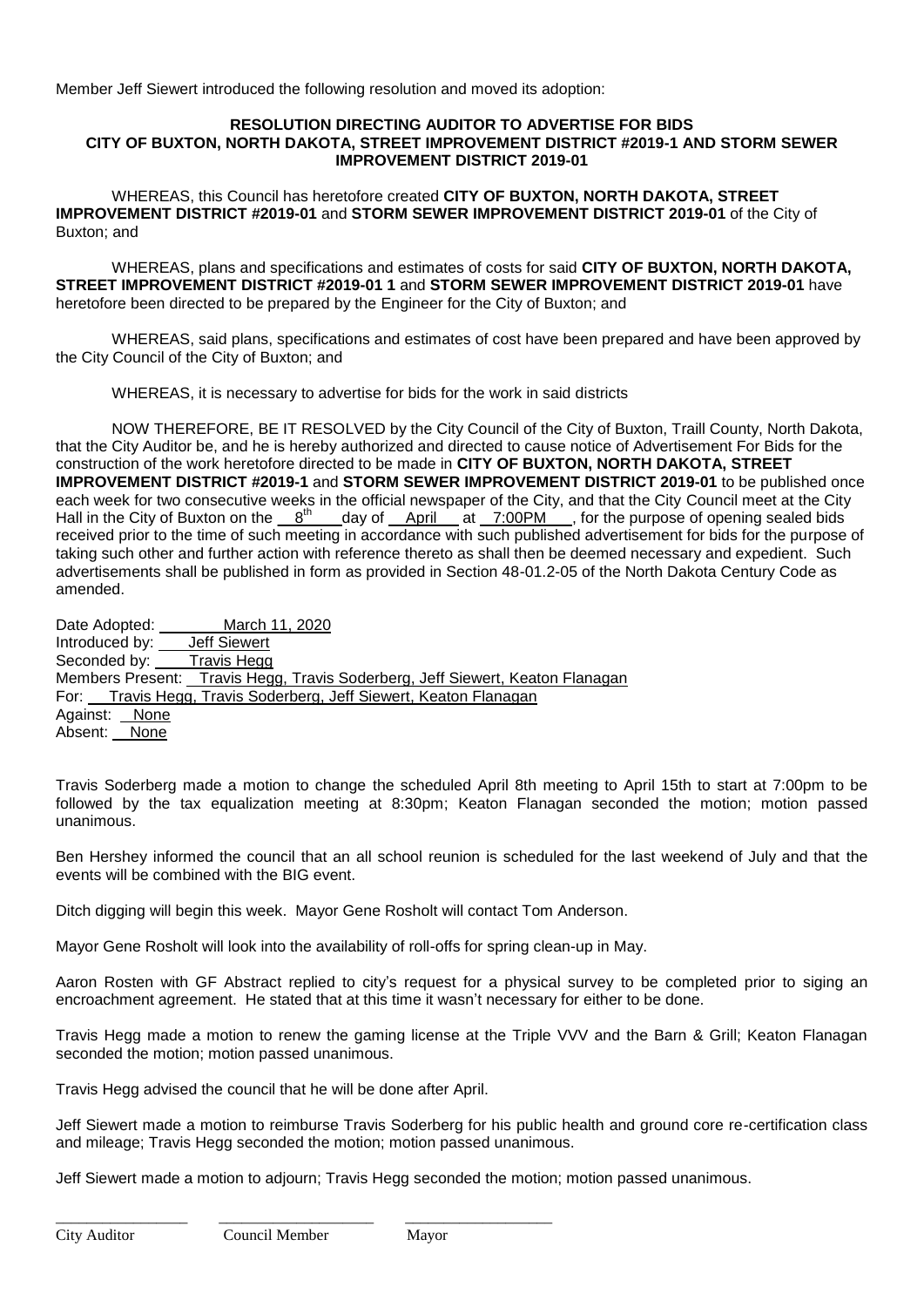Member Jeff Siewert introduced the following resolution and moved its adoption:

**RESOLUTION DIRECTING AUDITOR TO ADVERTISE FOR BIDS CITY OF BUXTON, NORTH DAKOTA, STREET IMPROVEMENT DISTRICT #2019-1 AND STORM SEWER IMPROVEMENT DISTRICT 2019-01**

WHEREAS, this Council has heretofore created **CITY OF BUXTON, NORTH DAKOTA, STREET IMPROVEMENT DISTRICT #2019-01** and **STORM SEWER IMPROVEMENT DISTRICT 2019-01** of the City of Buxton; and

WHEREAS, plans and specifications and estimates of costs for said **CITY OF BUXTON, NORTH DAKOTA, STREET IMPROVEMENT DISTRICT #2019-01 1** and **STORM SEWER IMPROVEMENT DISTRICT 2019-01** have heretofore been directed to be prepared by the Engineer for the City of Buxton; and

WHEREAS, said plans, specifications and estimates of cost have been prepared and have been approved by the City Council of the City of Buxton; and

WHEREAS, it is necessary to advertise for bids for the work in said districts

NOW THEREFORE, BE IT RESOLVED by the City Council of the City of Buxton, Traill County, North Dakota, that the City Auditor be, and he is hereby authorized and directed to cause notice of Advertisement For Bids for the construction of the work heretofore directed to be made in **CITY OF BUXTON, NORTH DAKOTA, STREET IMPROVEMENT DISTRICT #2019-1** and **STORM SEWER IMPROVEMENT DISTRICT 2019-01** to be published once each week for two consecutive weeks in the official newspaper of the City, and that the City Council meet at the City Hall in the City of Buxton on the 8th day of April at 7:00PM, for the purpose of opening sealed bids received prior to the time of such meeting in accordance with such published advertisement for bids for the purpose of taking such other and further action with reference thereto as shall then be deemed necessary and expedient. Such advertisements shall be published in form as provided in Section 48-01.2-05 of the North Dakota Century Code as amended.

Date Adopted: March 11, 2020
Introduced by: Jeff Siewert
Seconded by: Travis Hegg
Members Present: Travis Hegg, Travis Soderberg, Jeff Siewert, Keaton Flanagan
For: Travis Hegg, Travis Soderberg, Jeff Siewert, Keaton Flanagan
Against: None
Absent: None

Travis Soderberg made a motion to change the scheduled April 8th meeting to April 15th to start at 7:00pm to be followed by the tax equalization meeting at 8:30pm; Keaton Flanagan seconded the motion; motion passed unanimous.

Ben Hershey informed the council that an all school reunion is scheduled for the last weekend of July and that the events will be combined with the BIG event.

Ditch digging will begin this week. Mayor Gene Rosholt will contact Tom Anderson.

Mayor Gene Rosholt will look into the availability of roll-offs for spring clean-up in May.

Aaron Rosten with GF Abstract replied to city's request for a physical survey to be completed prior to siging an encroachment agreement. He stated that at this time it wasn't necessary for either to be done.

Travis Hegg made a motion to renew the gaming license at the Triple VVV and the Barn & Grill; Keaton Flanagan seconded the motion; motion passed unanimous.

Travis Hegg advised the council that he will be done after April.

Jeff Siewert made a motion to reimburse Travis Soderberg for his public health and ground core re-certification class and mileage; Travis Hegg seconded the motion; motion passed unanimous.

Jeff Siewert made a motion to adjourn; Travis Hegg seconded the motion; motion passed unanimous.

\_\_\_\_\_\_\_\_\_\_\_\_\_\_\_\_ \_\_\_\_\_\_\_\_\_\_\_\_\_\_\_\_ \_\_\_\_\_\_\_\_\_\_\_\_\_\_\_\_
City Auditor Council Member Mayor